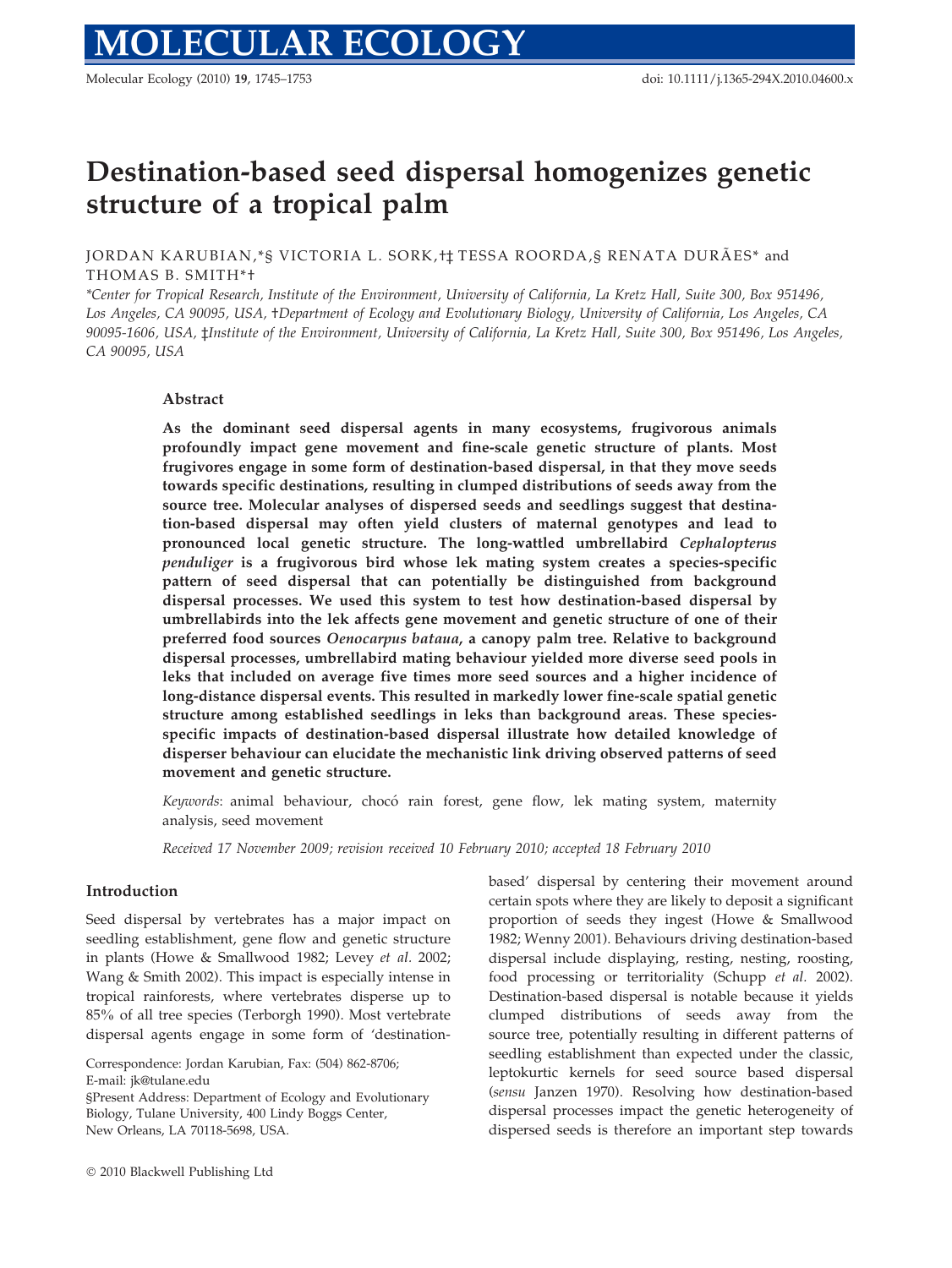# Destination-based seed dispersal homogenizes genetic structure of a tropical palm

JORDAN KARUBIAN,*§ VICTORIA L. SORK,†‡ TESSA ROORDA,§ RENATA DURÃES* and THOMAS B. SMITH*†

*Center for Tropical Research, Institute of the Environment, University of California, La Kretz Hall, Suite 300, Box 951496, Los Angeles, CA 90095, USA, †Department of Ecology and Evolutionary Biology, University of California, Los Angeles, CA 90095-1606, USA, ‡Institute of the Environment, University of California, La Kretz Hall, Suite 300, Box 951496, Los Angeles, CA 90095, USA

## Abstract

**As the dominant seed dispersal agents in many ecosystems, frugivorous animals profoundly impact gene movement and fine-scale genetic structure of plants. Most frugivores engage in some form of destination-based dispersal, in that they move seeds towards specific destinations, resulting in clumped distributions of seeds away from the source tree. Molecular analyses of dispersed seeds and seedlings suggest that destination-based dispersal may often yield clusters of maternal genotypes and lead to pronounced local genetic structure. The long-wattled umbrellabird *Cephalopterus penduliger* is a frugivorous bird whose lek mating system creates a species-specific pattern of seed dispersal that can potentially be distinguished from background dispersal processes. We used this system to test how destination-based dispersal by umbrellabirds into the lek affects gene movement and genetic structure of one of their preferred food sources *Oenocarpus bataua*, a canopy palm tree. Relative to background dispersal processes, umbrellabird mating behaviour yielded more diverse seed pools in leks that included on average five times more seed sources and a higher incidence of long-distance dispersal events. This resulted in markedly lower fine-scale spatial genetic structure among established seedlings in leks than background areas. These species-specific impacts of destination-based dispersal illustrate how detailed knowledge of disperser behaviour can elucidate the mechanistic link driving observed patterns of seed movement and genetic structure.**

*Keywords*: animal behaviour, chocó rain forest, gene flow, lek mating system, maternity analysis, seed movement

*Received 17 November 2009; revision received 10 February 2010; accepted 18 February 2010*

## Introduction

Seed dispersal by vertebrates has a major impact on seedling establishment, gene flow and genetic structure in plants (Howe & Smallwood 1982; Levey *et al.* 2002; Wang & Smith 2002). This impact is especially intense in tropical rainforests, where vertebrates disperse up to 85% of all tree species (Terborgh 1990). Most vertebrate dispersal agents engage in some form of 'destination-based' dispersal by centering their movement around certain spots where they are likely to deposit a significant proportion of seeds they ingest (Howe & Smallwood 1982; Wenny 2001). Behaviours driving destination-based dispersal include displaying, resting, nesting, roosting, food processing or territoriality (Schupp *et al.* 2002). Destination-based dispersal is notable because it yields clumped distributions of seeds away from the source tree, potentially resulting in different patterns of seedling establishment than expected under the classic, leptokurtic kernels for seed source based dispersal (*sensu* Janzen 1970). Resolving how destination-based dispersal processes impact the genetic heterogeneity of dispersed seeds is therefore an important step towards

Correspondence: Jordan Karubian, Fax: (504) 862-8706; E-mail: jk@tulane.edu

§Present Address: Department of Ecology and Evolutionary Biology, Tulane University, 400 Lindy Boggs Center, New Orleans, LA 70118-5698, USA.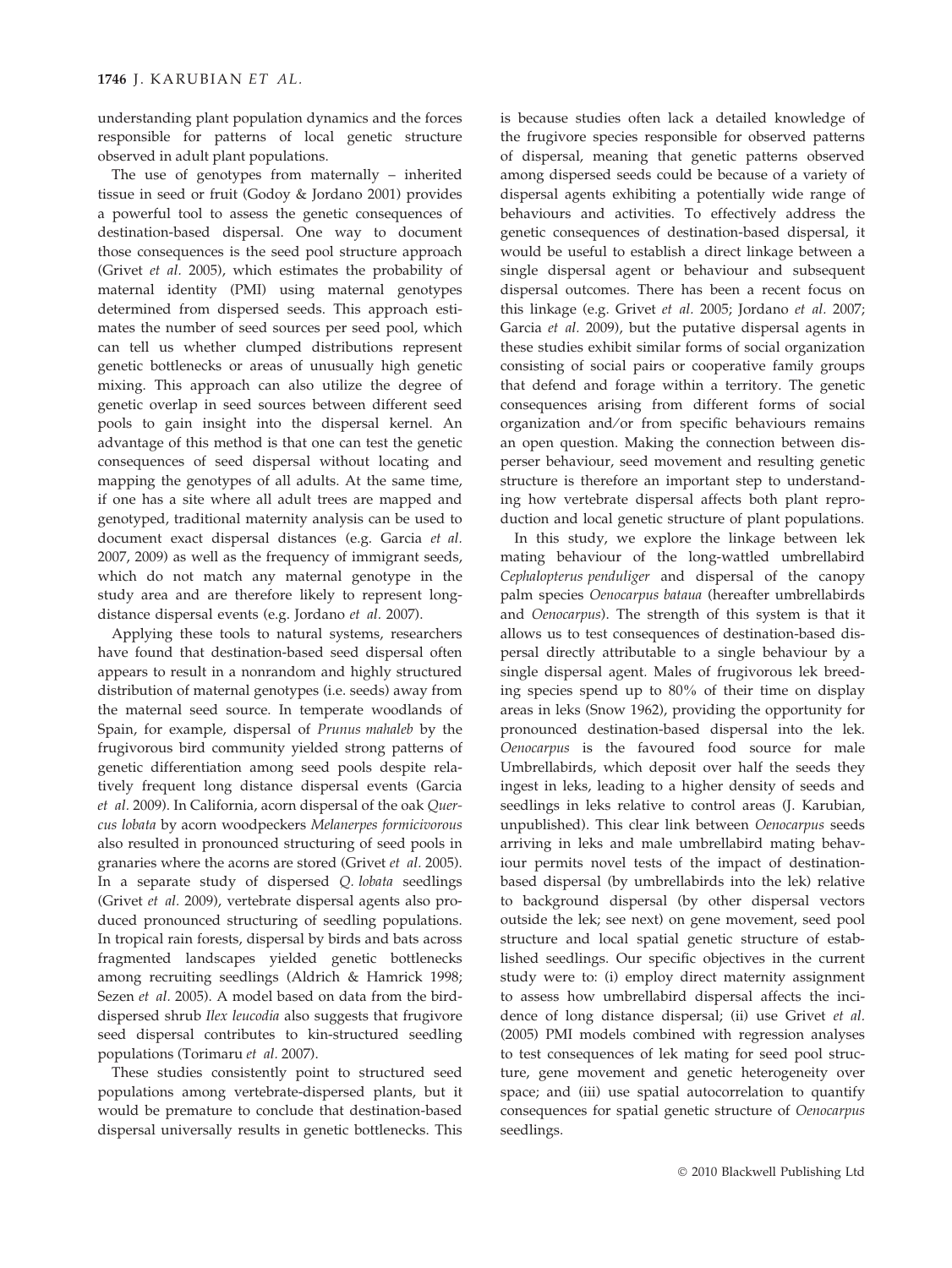understanding plant population dynamics and the forces responsible for patterns of local genetic structure observed in adult plant populations.

The use of genotypes from maternally – inherited tissue in seed or fruit (Godoy & Jordano 2001) provides a powerful tool to assess the genetic consequences of destination-based dispersal. One way to document those consequences is the seed pool structure approach (Grivet *et al.* 2005), which estimates the probability of maternal identity (PMI) using maternal genotypes determined from dispersed seeds. This approach estimates the number of seed sources per seed pool, which can tell us whether clumped distributions represent genetic bottlenecks or areas of unusually high genetic mixing. This approach can also utilize the degree of genetic overlap in seed sources between different seed pools to gain insight into the dispersal kernel. An advantage of this method is that one can test the genetic consequences of seed dispersal without locating and mapping the genotypes of all adults. At the same time, if one has a site where all adult trees are mapped and genotyped, traditional maternity analysis can be used to document exact dispersal distances (e.g. Garcia *et al.* 2007, 2009) as well as the frequency of immigrant seeds, which do not match any maternal genotype in the study area and are therefore likely to represent long-distance dispersal events (e.g. Jordano *et al.* 2007).

Applying these tools to natural systems, researchers have found that destination-based seed dispersal often appears to result in a nonrandom and highly structured distribution of maternal genotypes (i.e. seeds) away from the maternal seed source. In temperate woodlands of Spain, for example, dispersal of *Prunus mahaleb* by the frugivorous bird community yielded strong patterns of genetic differentiation among seed pools despite relatively frequent long distance dispersal events (Garcia *et al.* 2009). In California, acorn dispersal of the oak *Quercus lobata* by acorn woodpeckers *Melanerpes formicivorous* also resulted in pronounced structuring of seed pools in granaries where the acorns are stored (Grivet *et al.* 2005). In a separate study of dispersed *Q. lobata* seedlings (Grivet *et al.* 2009), vertebrate dispersal agents also produced pronounced structuring of seedling populations. In tropical rain forests, dispersal by birds and bats across fragmented landscapes yielded genetic bottlenecks among recruiting seedlings (Aldrich & Hamrick 1998; Sezen *et al.* 2005). A model based on data from the bird-dispersed shrub *Ilex leucodia* also suggests that frugivore seed dispersal contributes to kin-structured seedling populations (Torimaru *et al.* 2007).

These studies consistently point to structured seed populations among vertebrate-dispersed plants, but it would be premature to conclude that destination-based dispersal universally results in genetic bottlenecks. This is because studies often lack a detailed knowledge of the frugivore species responsible for observed patterns of dispersal, meaning that genetic patterns observed among dispersed seeds could be because of a variety of dispersal agents exhibiting a potentially wide range of behaviours and activities. To effectively address the genetic consequences of destination-based dispersal, it would be useful to establish a direct linkage between a single dispersal agent or behaviour and subsequent dispersal outcomes. There has been a recent focus on this linkage (e.g. Grivet *et al.* 2005; Jordano *et al.* 2007; Garcia *et al.* 2009), but the putative dispersal agents in these studies exhibit similar forms of social organization consisting of social pairs or cooperative family groups that defend and forage within a territory. The genetic consequences arising from different forms of social organization and/or from specific behaviours remains an open question. Making the connection between disperser behaviour, seed movement and resulting genetic structure is therefore an important step to understanding how vertebrate dispersal affects both plant reproduction and local genetic structure of plant populations.

In this study, we explore the linkage between lek mating behaviour of the long-wattled umbrellabird *Cephalopterus penduliger* and dispersal of the canopy palm species *Oenocarpus bataua* (hereafter umbrellabirds and *Oenocarpus*). The strength of this system is that it allows us to test consequences of destination-based dispersal directly attributable to a single behaviour by a single dispersal agent. Males of frugivorous lek breeding species spend up to 80% of their time on display areas in leks (Snow 1962), providing the opportunity for pronounced destination-based dispersal into the lek. *Oenocarpus* is the favoured food source for male Umbrellabirds, which deposit over half the seeds they ingest in leks, leading to a higher density of seeds and seedlings in leks relative to control areas (J. Karubian, unpublished). This clear link between *Oenocarpus* seeds arriving in leks and male umbrellabird mating behaviour permits novel tests of the impact of destination-based dispersal (by umbrellabirds into the lek) relative to background dispersal (by other dispersal vectors outside the lek; see next) on gene movement, seed pool structure and local spatial genetic structure of established seedlings. Our specific objectives in the current study were to: (i) employ direct maternity assignment to assess how umbrellabird dispersal affects the incidence of long distance dispersal; (ii) use Grivet *et al.* (2005) PMI models combined with regression analyses to test consequences of lek mating for seed pool structure, gene movement and genetic heterogeneity over space; and (iii) use spatial autocorrelation to quantify consequences for spatial genetic structure of *Oenocarpus* seedlings.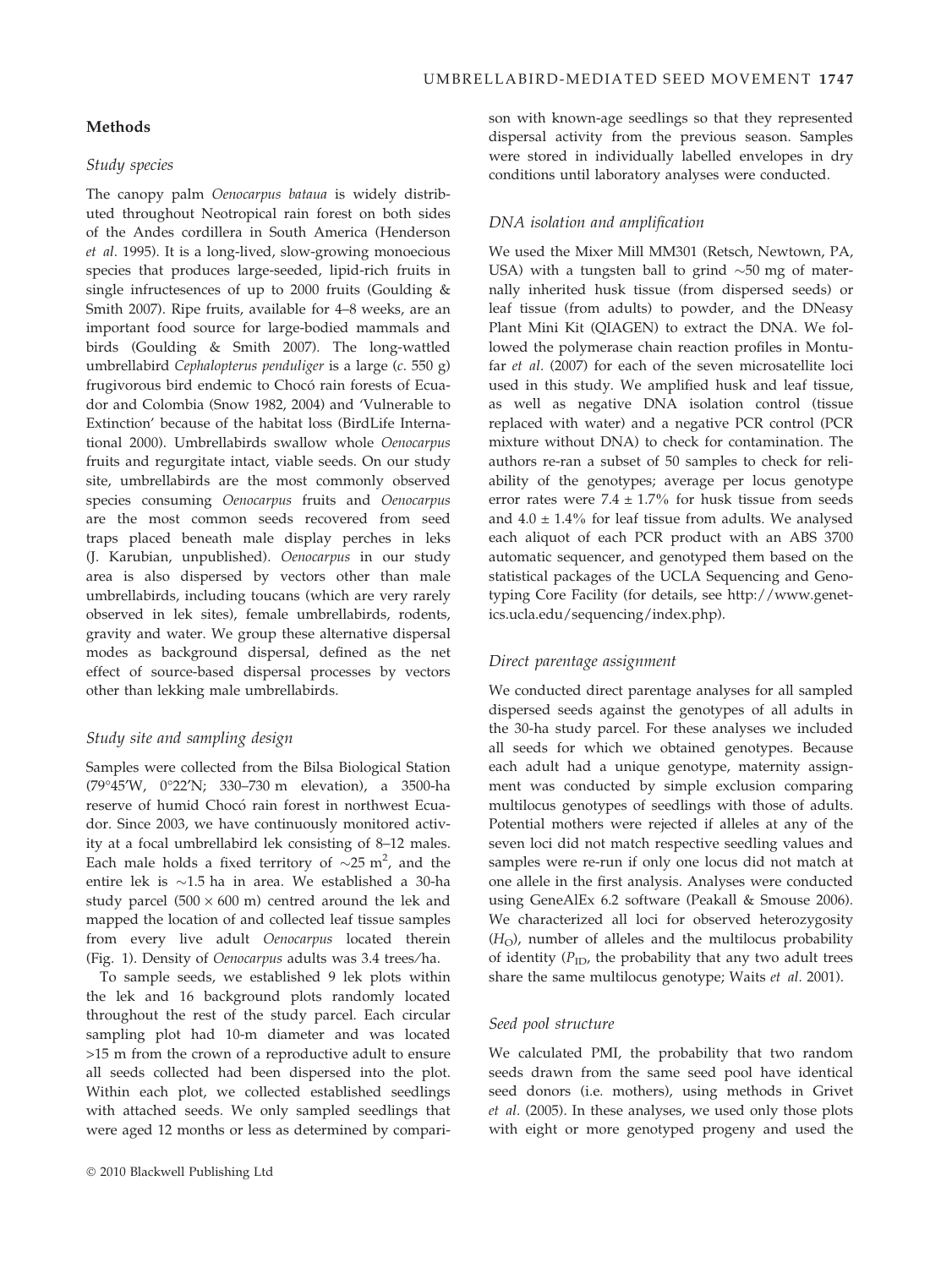## Methods

### Study species

The canopy palm *Oenocarpus bataua* is widely distributed throughout Neotropical rain forest on both sides of the Andes cordillera in South America (Henderson *et al.* 1995). It is a long-lived, slow-growing monoecious species that produces large-seeded, lipid-rich fruits in single infructesences of up to 2000 fruits (Goulding & Smith 2007). Ripe fruits, available for 4–8 weeks, are an important food source for large-bodied mammals and birds (Goulding & Smith 2007). The long-wattled umbrellabird *Cephalopterus penduliger* is a large (*c.* 550 g) frugivorous bird endemic to Chocó rain forests of Ecuador and Colombia (Snow 1982, 2004) and 'Vulnerable to Extinction' because of the habitat loss (BirdLife International 2000). Umbrellabirds swallow whole *Oenocarpus* fruits and regurgitate intact, viable seeds. On our study site, umbrellabirds are the most commonly observed species consuming *Oenocarpus* fruits and *Oenocarpus* are the most common seeds recovered from seed traps placed beneath male display perches in leks (J. Karubian, unpublished). *Oenocarpus* in our study area is also dispersed by vectors other than male umbrellabirds, including toucans (which are very rarely observed in lek sites), female umbrellabirds, rodents, gravity and water. We group these alternative dispersal modes as background dispersal, defined as the net effect of source-based dispersal processes by vectors other than lekking male umbrellabirds.

### Study site and sampling design

Samples were collected from the Bilsa Biological Station (79°45′W, 0°22′N; 330–730 m elevation), a 3500-ha reserve of humid Chocó rain forest in northwest Ecuador. Since 2003, we have continuously monitored activity at a focal umbrellabird lek consisting of 8–12 males. Each male holds a fixed territory of ~25 m$^2$, and the entire lek is ~1.5 ha in area. We established a 30-ha study parcel (500 × 600 m) centred around the lek and mapped the location of and collected leaf tissue samples from every live adult *Oenocarpus* located therein (Fig. 1). Density of *Oenocarpus* adults was 3.4 trees/ha.

To sample seeds, we established 9 lek plots within the lek and 16 background plots randomly located throughout the rest of the study parcel. Each circular sampling plot had 10-m diameter and was located >15 m from the crown of a reproductive adult to ensure all seeds collected had been dispersed into the plot. Within each plot, we collected established seedlings with attached seeds. We only sampled seedlings that were aged 12 months or less as determined by comparison with known-age seedlings so that they represented dispersal activity from the previous season. Samples were stored in individually labelled envelopes in dry conditions until laboratory analyses were conducted.

### DNA isolation and amplification

We used the Mixer Mill MM301 (Retsch, Newtown, PA, USA) with a tungsten ball to grind ~50 mg of maternally inherited husk tissue (from dispersed seeds) or leaf tissue (from adults) to powder, and the DNeasy Plant Mini Kit (QIAGEN) to extract the DNA. We followed the polymerase chain reaction profiles in Montufar *et al.* (2007) for each of the seven microsatellite loci used in this study. We amplified husk and leaf tissue, as well as negative DNA isolation control (tissue replaced with water) and a negative PCR control (PCR mixture without DNA) to check for contamination. The authors re-ran a subset of 50 samples to check for reliability of the genotypes; average per locus genotype error rates were 7.4 ± 1.7% for husk tissue from seeds and 4.0 ± 1.4% for leaf tissue from adults. We analysed each aliquot of each PCR product with an ABS 3700 automatic sequencer, and genotyped them based on the statistical packages of the UCLA Sequencing and Genotyping Core Facility (for details, see http://www.genetics.ucla.edu/sequencing/index.php).

### Direct parentage assignment

We conducted direct parentage analyses for all sampled dispersed seeds against the genotypes of all adults in the 30-ha study parcel. For these analyses we included all seeds for which we obtained genotypes. Because each adult had a unique genotype, maternity assignment was conducted by simple exclusion comparing multilocus genotypes of seedlings with those of adults. Potential mothers were rejected if alleles at any of the seven loci did not match respective seedling values and samples were re-run if only one locus did not match at one allele in the first analysis. Analyses were conducted using GeneAlEx 6.2 software (Peakall & Smouse 2006). We characterized all loci for observed heterozygosity ($H_O$), number of alleles and the multilocus probability of identity ($P_{ID}$, the probability that any two adult trees share the same multilocus genotype; Waits *et al.* 2001).

### Seed pool structure

We calculated PMI, the probability that two random seeds drawn from the same seed pool have identical seed donors (i.e. mothers), using methods in Grivet *et al.* (2005). In these analyses, we used only those plots with eight or more genotyped progeny and used the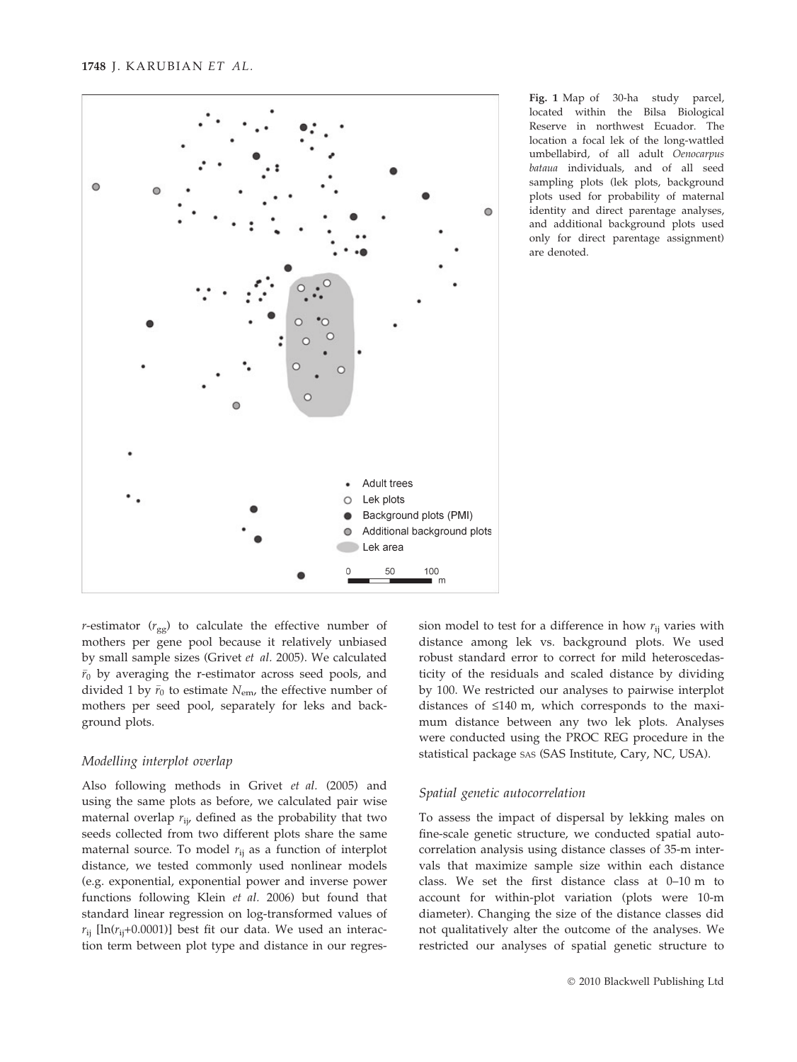Fig. 1 Map of 30-ha study parcel, located within the Bilsa Biological Reserve in northwest Ecuador. The location a focal lek of the long-wattled umbellabird, of all adult *Oenocarpus bataua* individuals, and of all seed sampling plots (lek plots, background plots used for probability of maternal identity and direct parentage analyses, and additional background plots used only for direct parentage assignment) are denoted.

*r*-estimator ($r_{gg}$) to calculate the effective number of mothers per gene pool because it relatively unbiased by small sample sizes (Grivet *et al.* 2005). We calculated $\bar{r}_0$ by averaging the r-estimator across seed pools, and divided 1 by $\bar{r}_0$ to estimate $N_{em}$, the effective number of mothers per seed pool, separately for leks and background plots.

### Modelling interplot overlap

Also following methods in Grivet *et al.* (2005) and using the same plots as before, we calculated pair wise maternal overlap $r_{ij}$, defined as the probability that two seeds collected from two different plots share the same maternal source. To model $r_{ij}$ as a function of interplot distance, we tested commonly used nonlinear models (e.g. exponential, exponential power and inverse power functions following Klein *et al.* 2006) but found that standard linear regression on log-transformed values of $r_{ij}$ [$\ln(r_{ij}+0.0001)$] best fit our data. We used an interaction term between plot type and distance in our regression model to test for a difference in how $r_{ij}$ varies with distance among lek vs. background plots. We used robust standard error to correct for mild heteroscedasticity of the residuals and scaled distance by dividing by 100. We restricted our analyses to pairwise interplot distances of ≤140 m, which corresponds to the maximum distance between any two lek plots. Analyses were conducted using the PROC REG procedure in the statistical package SAS (SAS Institute, Cary, NC, USA).

### Spatial genetic autocorrelation

To assess the impact of dispersal by lekking males on fine-scale genetic structure, we conducted spatial autocorrelation analysis using distance classes of 35-m intervals that maximize sample size within each distance class. We set the first distance class at 0–10 m to account for within-plot variation (plots were 10-m diameter). Changing the size of the distance classes did not qualitatively alter the outcome of the analyses. We restricted our analyses of spatial genetic structure to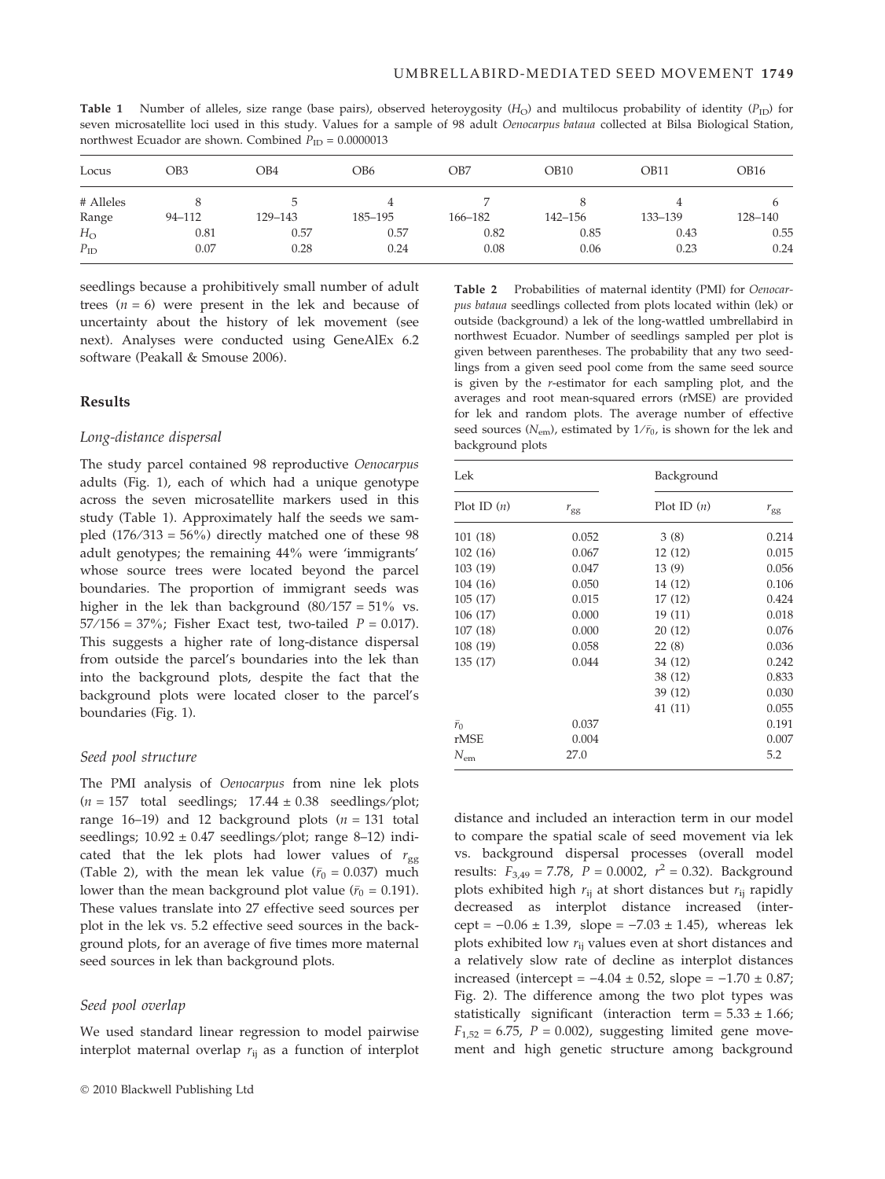**Table 1** Number of alleles, size range (base pairs), observed heteroygosity ($H_O$) and multilocus probability of identity ($P_{ID}$) for seven microsatellite loci used in this study. Values for a sample of 98 adult *Oenocarpus bataua* collected at Bilsa Biological Station, northwest Ecuador are shown. Combined $P_{ID}$ = 0.0000013

| Locus | OB3 | OB4 | OB6 | OB7 | OB10 | OB11 | OB16 |
|---|---|---|---|---|---|---|---|
| # Alleles | 8 | 5 | 4 | 7 | 8 | 4 | 6 |
| Range | 94–112 | 129–143 | 185–195 | 166–182 | 142–156 | 133–139 | 128–140 |
| $H_O$ | 0.81 | 0.57 | 0.57 | 0.82 | 0.85 | 0.43 | 0.55 |
| $P_{ID}$ | 0.07 | 0.28 | 0.24 | 0.08 | 0.06 | 0.23 | 0.24 |

seedlings because a prohibitively small number of adult trees ($n$ = 6) were present in the lek and because of uncertainty about the history of lek movement (see next). Analyses were conducted using GeneAlEx 6.2 software (Peakall & Smouse 2006).

## Results

### Long-distance dispersal

The study parcel contained 98 reproductive *Oenocarpus* adults (Fig. 1), each of which had a unique genotype across the seven microsatellite markers used in this study (Table 1). Approximately half the seeds we sampled (176/313 = 56%) directly matched one of these 98 adult genotypes; the remaining 44% were 'immigrants' whose source trees were located beyond the parcel boundaries. The proportion of immigrant seeds was higher in the lek than background (80/157 = 51% vs. 57/156 = 37%; Fisher Exact test, two-tailed $P$ = 0.017). This suggests a higher rate of long-distance dispersal from outside the parcel's boundaries into the lek than into the background plots, despite the fact that the background plots were located closer to the parcel's boundaries (Fig. 1).

### Seed pool structure

The PMI analysis of *Oenocarpus* from nine lek plots ($n$ = 157 total seedlings; 17.44 ± 0.38 seedlings/plot; range 16–19) and 12 background plots ($n$ = 131 total seedlings; 10.92 ± 0.47 seedlings/plot; range 8–12) indicated that the lek plots had lower values of $r_{gg}$ (Table 2), with the mean lek value ($\bar{r}_0$ = 0.037) much lower than the mean background plot value ($\bar{r}_0$ = 0.191). These values translate into 27 effective seed sources per plot in the lek vs. 5.2 effective seed sources in the background plots, for an average of five times more maternal seed sources in lek than background plots.

### Seed pool overlap

We used standard linear regression to model pairwise interplot maternal overlap $r_{ij}$ as a function of interplot distance and included an interaction term in our model to compare the spatial scale of seed movement via lek vs. background dispersal processes (overall model results: $F_{3,49}$ = 7.78, $P$ = 0.0002, $r^2$ = 0.32). Background plots exhibited high $r_{ij}$ at short distances but $r_{ij}$ rapidly decreased as interplot distance increased (intercept = −0.06 ± 1.39, slope = −7.03 ± 1.45), whereas lek plots exhibited low $r_{ij}$ values even at short distances and a relatively slow rate of decline as interplot distances increased (intercept = −4.04 ± 0.52, slope = −1.70 ± 0.87; Fig. 2). The difference among the two plot types was statistically significant (interaction term = 5.33 ± 1.66; $F_{1,52}$ = 6.75, $P$ = 0.002), suggesting limited gene movement and high genetic structure among background

**Table 2** Probabilities of maternal identity (PMI) for *Oenocarpus bataua* seedlings collected from plots located within (lek) or outside (background) a lek of the long-wattled umbrellabird in northwest Ecuador. Number of seedlings sampled per plot is given between parentheses. The probability that any two seedlings from a given seed pool come from the same seed source is given by the *r*-estimator for each sampling plot, and the averages and root mean-squared errors (rMSE) are provided for lek and random plots. The average number of effective seed sources ($N_{em}$), estimated by $1/\bar{r}_0$, is shown for the lek and background plots

| Lek | | Background | |
|---|---|---|---|
| Plot ID ($n$) | $r_{gg}$ | Plot ID ($n$) | $r_{gg}$ |
| 101 (18) | 0.052 | 3 (8) | 0.214 |
| 102 (16) | 0.067 | 12 (12) | 0.015 |
| 103 (19) | 0.047 | 13 (9) | 0.056 |
| 104 (16) | 0.050 | 14 (12) | 0.106 |
| 105 (17) | 0.015 | 17 (12) | 0.424 |
| 106 (17) | 0.000 | 19 (11) | 0.018 |
| 107 (18) | 0.000 | 20 (12) | 0.076 |
| 108 (19) | 0.058 | 22 (8) | 0.036 |
| 135 (17) | 0.044 | 34 (12) | 0.242 |
| | | 38 (12) | 0.833 |
| | | 39 (12) | 0.030 |
| | | 41 (11) | 0.055 |
| $\bar{r}_0$ | 0.037 | | 0.191 |
| rMSE | 0.004 | | 0.007 |
| $N_{em}$ | 27.0 | | 5.2 |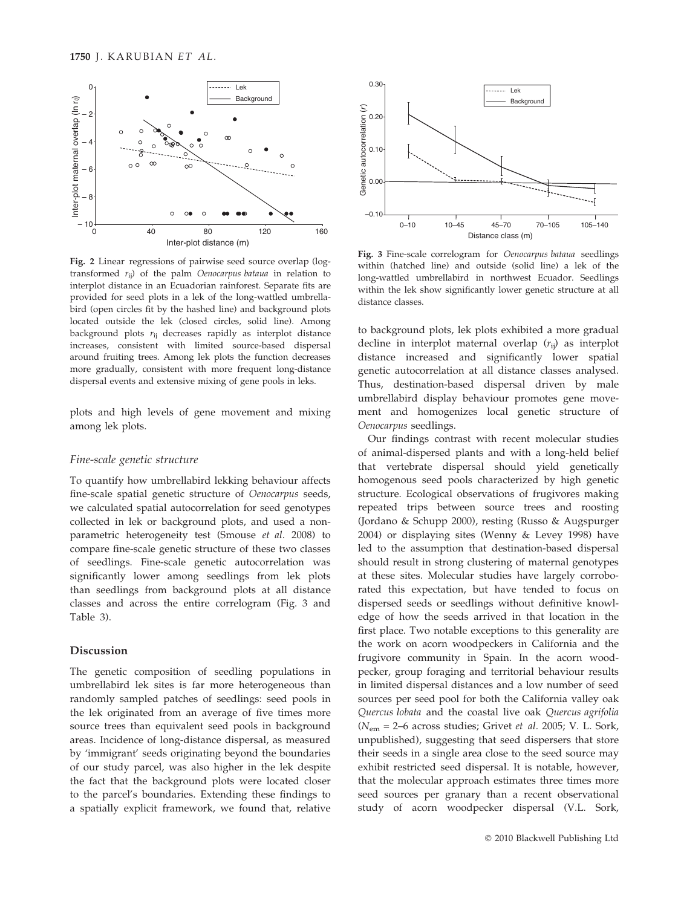0
–2
–4
–6
–8
– 10
0
40
80
120
160
Inter-plot distance (m)
Inter-plot maternal overlap (ln $r_{ij}$)
Lek
Background

**Fig. 2** Linear regressions of pairwise seed source overlap (log-transformed $r_{ij}$) of the palm *Oenocarpus bataua* in relation to interplot distance in an Ecuadorian rainforest. Separate fits are provided for seed plots in a lek of the long-wattled umbrellabird (open circles fit by the hashed line) and background plots located outside the lek (closed circles, solid line). Among background plots $r_{ij}$ decreases rapidly as interplot distance increases, consistent with limited source-based dispersal around fruiting trees. Among lek plots the function decreases more gradually, consistent with more frequent long-distance dispersal events and extensive mixing of gene pools in leks.

0.30
0.20
0.10
0.00
–0.10
0–10
10–45
45–70
70–105
105–140
Distance class (m)
Genetic autocorrelation (r)
Lek
Background

**Fig. 3** Fine-scale correlogram for *Oenocarpus bataua* seedlings within (hatched line) and outside (solid line) a lek of the long-wattled umbrellabird in northwest Ecuador. Seedlings within the lek show significantly lower genetic structure at all distance classes.

plots and high levels of gene movement and mixing among lek plots.

### *Fine-scale genetic structure*

To quantify how umbrellabird lekking behaviour affects fine-scale spatial genetic structure of *Oenocarpus* seeds, we calculated spatial autocorrelation for seed genotypes collected in lek or background plots, and used a nonparametric heterogeneity test (Smouse *et al.* 2008) to compare fine-scale genetic structure of these two classes of seedlings. Fine-scale genetic autocorrelation was significantly lower among seedlings from lek plots than seedlings from background plots at all distance classes and across the entire correlogram (Fig. 3 and Table 3).

## Discussion

The genetic composition of seedling populations in umbrellabird lek sites is far more heterogeneous than randomly sampled patches of seedlings: seed pools in the lek originated from an average of five times more source trees than equivalent seed pools in background areas. Incidence of long-distance dispersal, as measured by 'immigrant' seeds originating beyond the boundaries of our study parcel, was also higher in the lek despite the fact that the background plots were located closer to the parcel's boundaries. Extending these findings to a spatially explicit framework, we found that, relative to background plots, lek plots exhibited a more gradual decline in interplot maternal overlap ($r_{ij}$) as interplot distance increased and significantly lower spatial genetic autocorrelation at all distance classes analysed. Thus, destination-based dispersal driven by male umbrellabird display behaviour promotes gene movement and homogenizes local genetic structure of *Oenocarpus* seedlings.

Our findings contrast with recent molecular studies of animal-dispersed plants and with a long-held belief that vertebrate dispersal should yield genetically homogenous seed pools characterized by high genetic structure. Ecological observations of frugivores making repeated trips between source trees and roosting (Jordano & Schupp 2000), resting (Russo & Augspurger 2004) or displaying sites (Wenny & Levey 1998) have led to the assumption that destination-based dispersal should result in strong clustering of maternal genotypes at these sites. Molecular studies have largely corroborated this expectation, but have tended to focus on dispersed seeds or seedlings without definitive knowledge of how the seeds arrived in that location in the first place. Two notable exceptions to this generality are the work on acorn woodpeckers in California and the frugivore community in Spain. In the acorn woodpecker, group foraging and territorial behaviour results in limited dispersal distances and a low number of seed sources per seed pool for both the California valley oak *Quercus lobata* and the coastal live oak *Quercus agrifolia* ($N_{em}$ = 2–6 across studies; Grivet *et al.* 2005; V. L. Sork, unpublished), suggesting that seed dispersers that store their seeds in a single area close to the seed source may exhibit restricted seed dispersal. It is notable, however, that the molecular approach estimates three times more seed sources per granary than a recent observational study of acorn woodpecker dispersal (V.L. Sork,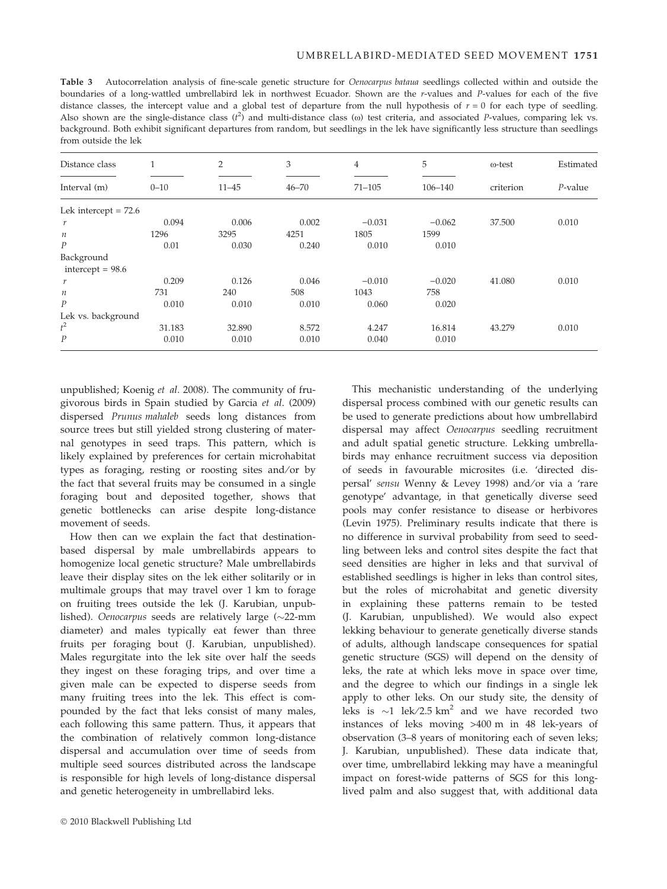**Table 3** Autocorrelation analysis of fine-scale genetic structure for *Oenocarpus bataua* seedlings collected within and outside the boundaries of a long-wattled umbrellabird lek in northwest Ecuador. Shown are the *r*-values and *P*-values for each of the five distance classes, the intercept value and a global test of departure from the null hypothesis of $r = 0$ for each type of seedling. Also shown are the single-distance class ($t^2$) and multi-distance class (ω) test criteria, and associated *P*-values, comparing lek vs. background. Both exhibit significant departures from random, but seedlings in the lek have significantly less structure than seedlings from outside the lek

| Distance class | 1 | 2 | 3 | 4 | 5 | ω-test | Estimated |
|---|---|---|---|---|---|---|---|
| Interval (m) | 0–10 | 11–45 | 46–70 | 71–105 | 106–140 | criterion | *P*-value |
| Lek intercept = 72.6 | | | | | | | |
| *r* | 0.094 | 0.006 | 0.002 | −0.031 | −0.062 | 37.500 | 0.010 |
| *n* | 1296 | 3295 | 4251 | 1805 | 1599 | | |
| *P* | 0.01 | 0.030 | 0.240 | 0.010 | 0.010 | | |
| Background intercept = 98.6 | | | | | | | |
| *r* | 0.209 | 0.126 | 0.046 | −0.010 | −0.020 | 41.080 | 0.010 |
| *n* | 731 | 240 | 508 | 1043 | 758 | | |
| *P* | 0.010 | 0.010 | 0.010 | 0.060 | 0.020 | | |
| Lek vs. background | | | | | | | |
| $t^2$ | 31.183 | 32.890 | 8.572 | 4.247 | 16.814 | 43.279 | 0.010 |
| *P* | 0.010 | 0.010 | 0.010 | 0.040 | 0.010 | | |

unpublished; Koenig *et al.* 2008). The community of frugivorous birds in Spain studied by Garcia *et al.* (2009) dispersed *Prunus mahaleb* seeds long distances from source trees but still yielded strong clustering of maternal genotypes in seed traps. This pattern, which is likely explained by preferences for certain microhabitat types as foraging, resting or roosting sites and/or by the fact that several fruits may be consumed in a single foraging bout and deposited together, shows that genetic bottlenecks can arise despite long-distance movement of seeds.

How then can we explain the fact that destination-based dispersal by male umbrellabirds appears to homogenize local genetic structure? Male umbrellabirds leave their display sites on the lek either solitarily or in multimale groups that may travel over 1 km to forage on fruiting trees outside the lek (J. Karubian, unpublished). *Oenocarpus* seeds are relatively large (~22-mm diameter) and males typically eat fewer than three fruits per foraging bout (J. Karubian, unpublished). Males regurgitate into the lek site over half the seeds they ingest on these foraging trips, and over time a given male can be expected to disperse seeds from many fruiting trees into the lek. This effect is compounded by the fact that leks consist of many males, each following this same pattern. Thus, it appears that the combination of relatively common long-distance dispersal and accumulation over time of seeds from multiple seed sources distributed across the landscape is responsible for high levels of long-distance dispersal and genetic heterogeneity in umbrellabird leks.

This mechanistic understanding of the underlying dispersal process combined with our genetic results can be used to generate predictions about how umbrellabird dispersal may affect *Oenocarpus* seedling recruitment and adult spatial genetic structure. Lekking umbrellabirds may enhance recruitment success via deposition of seeds in favourable microsites (i.e. 'directed dispersal' *sensu* Wenny & Levey 1998) and/or via a 'rare genotype' advantage, in that genetically diverse seed pools may confer resistance to disease or herbivores (Levin 1975). Preliminary results indicate that there is no difference in survival probability from seed to seedling between leks and control sites despite the fact that seed densities are higher in leks and that survival of established seedlings is higher in leks than control sites, but the roles of microhabitat and genetic diversity in explaining these patterns remain to be tested (J. Karubian, unpublished). We would also expect lekking behaviour to generate genetically diverse stands of adults, although landscape consequences for spatial genetic structure (SGS) will depend on the density of leks, the rate at which leks move in space over time, and the degree to which our findings in a single lek apply to other leks. On our study site, the density of leks is ~1 lek/2.5 km$^2$ and we have recorded two instances of leks moving >400 m in 48 lek-years of observation (3–8 years of monitoring each of seven leks; J. Karubian, unpublished). These data indicate that, over time, umbrellabird lekking may have a meaningful impact on forest-wide patterns of SGS for this long-lived palm and also suggest that, with additional data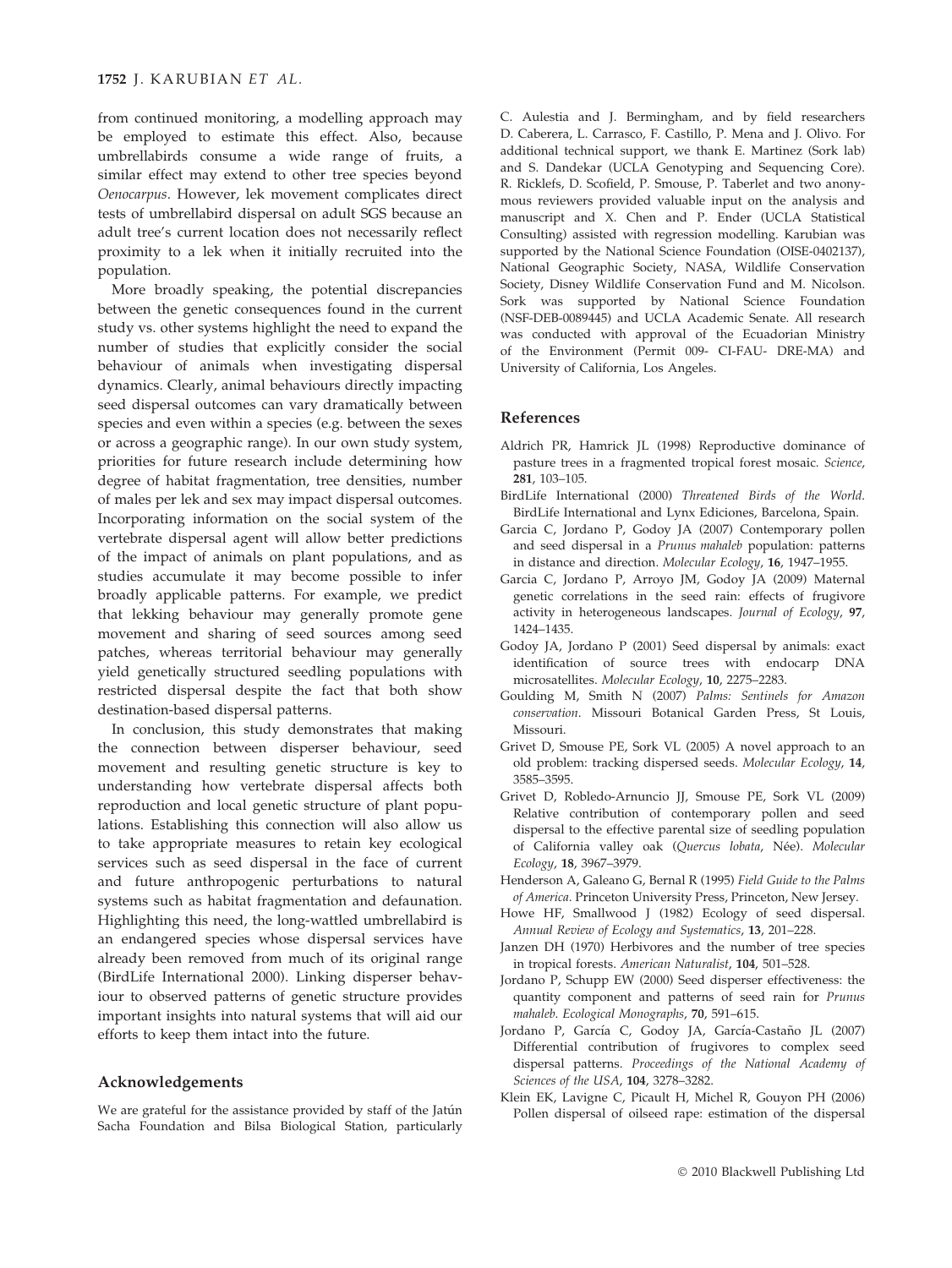from continued monitoring, a modelling approach may be employed to estimate this effect. Also, because umbrellabirds consume a wide range of fruits, a similar effect may extend to other tree species beyond *Oenocarpus*. However, lek movement complicates direct tests of umbrellabird dispersal on adult SGS because an adult tree's current location does not necessarily reflect proximity to a lek when it initially recruited into the population.

More broadly speaking, the potential discrepancies between the genetic consequences found in the current study vs. other systems highlight the need to expand the number of studies that explicitly consider the social behaviour of animals when investigating dispersal dynamics. Clearly, animal behaviours directly impacting seed dispersal outcomes can vary dramatically between species and even within a species (e.g. between the sexes or across a geographic range). In our own study system, priorities for future research include determining how degree of habitat fragmentation, tree densities, number of males per lek and sex may impact dispersal outcomes. Incorporating information on the social system of the vertebrate dispersal agent will allow better predictions of the impact of animals on plant populations, and as studies accumulate it may become possible to infer broadly applicable patterns. For example, we predict that lekking behaviour may generally promote gene movement and sharing of seed sources among seed patches, whereas territorial behaviour may generally yield genetically structured seedling populations with restricted dispersal despite the fact that both show destination-based dispersal patterns.

In conclusion, this study demonstrates that making the connection between disperser behaviour, seed movement and resulting genetic structure is key to understanding how vertebrate dispersal affects both reproduction and local genetic structure of plant populations. Establishing this connection will also allow us to take appropriate measures to retain key ecological services such as seed dispersal in the face of current and future anthropogenic perturbations to natural systems such as habitat fragmentation and defaunation. Highlighting this need, the long-wattled umbrellabird is an endangered species whose dispersal services have already been removed from much of its original range (BirdLife International 2000). Linking disperser behaviour to observed patterns of genetic structure provides important insights into natural systems that will aid our efforts to keep them intact into the future.

## Acknowledgements

We are grateful for the assistance provided by staff of the Jatún Sacha Foundation and Bilsa Biological Station, particularly C. Aulestia and J. Bermingham, and by field researchers D. Caberera, L. Carrasco, F. Castillo, P. Mena and J. Olivo. For additional technical support, we thank E. Martinez (Sork lab) and S. Dandekar (UCLA Genotyping and Sequencing Core). R. Ricklefs, D. Scofield, P. Smouse, P. Taberlet and two anonymous reviewers provided valuable input on the analysis and manuscript and X. Chen and P. Ender (UCLA Statistical Consulting) assisted with regression modelling. Karubian was supported by the National Science Foundation (OISE-0402137), National Geographic Society, NASA, Wildlife Conservation Society, Disney Wildlife Conservation Fund and M. Nicolson. Sork was supported by National Science Foundation (NSF-DEB-0089445) and UCLA Academic Senate. All research was conducted with approval of the Ecuadorian Ministry of the Environment (Permit 009- CI-FAU- DRE-MA) and University of California, Los Angeles.

## References

Aldrich PR, Hamrick JL (1998) Reproductive dominance of pasture trees in a fragmented tropical forest mosaic. *Science*, **281**, 103–105.

BirdLife International (2000) *Threatened Birds of the World*. BirdLife International and Lynx Ediciones, Barcelona, Spain.

Garcia C, Jordano P, Godoy JA (2007) Contemporary pollen and seed dispersal in a *Prunus mahaleb* population: patterns in distance and direction. *Molecular Ecology*, **16**, 1947–1955.

Garcia C, Jordano P, Arroyo JM, Godoy JA (2009) Maternal genetic correlations in the seed rain: effects of frugivore activity in heterogeneous landscapes. *Journal of Ecology*, **97**, 1424–1435.

Godoy JA, Jordano P (2001) Seed dispersal by animals: exact identification of source trees with endocarp DNA microsatellites. *Molecular Ecology*, **10**, 2275–2283.

Goulding M, Smith N (2007) *Palms: Sentinels for Amazon conservation*. Missouri Botanical Garden Press, St Louis, Missouri.

Grivet D, Smouse PE, Sork VL (2005) A novel approach to an old problem: tracking dispersed seeds. *Molecular Ecology*, **14**, 3585–3595.

Grivet D, Robledo-Arnuncio JJ, Smouse PE, Sork VL (2009) Relative contribution of contemporary pollen and seed dispersal to the effective parental size of seedling population of California valley oak (*Quercus lobata*, Née). *Molecular Ecology*, **18**, 3967–3979.

Henderson A, Galeano G, Bernal R (1995) *Field Guide to the Palms of America*. Princeton University Press, Princeton, New Jersey.

Howe HF, Smallwood J (1982) Ecology of seed dispersal. *Annual Review of Ecology and Systematics*, **13**, 201–228.

Janzen DH (1970) Herbivores and the number of tree species in tropical forests. *American Naturalist*, **104**, 501–528.

Jordano P, Schupp EW (2000) Seed disperser effectiveness: the quantity component and patterns of seed rain for *Prunus mahaleb*. *Ecological Monographs*, **70**, 591–615.

Jordano P, García C, Godoy JA, García-Castaño JL (2007) Differential contribution of frugivores to complex seed dispersal patterns. *Proceedings of the National Academy of Sciences of the USA*, **104**, 3278–3282.

Klein EK, Lavigne C, Picault H, Michel R, Gouyon PH (2006) Pollen dispersal of oilseed rape: estimation of the dispersal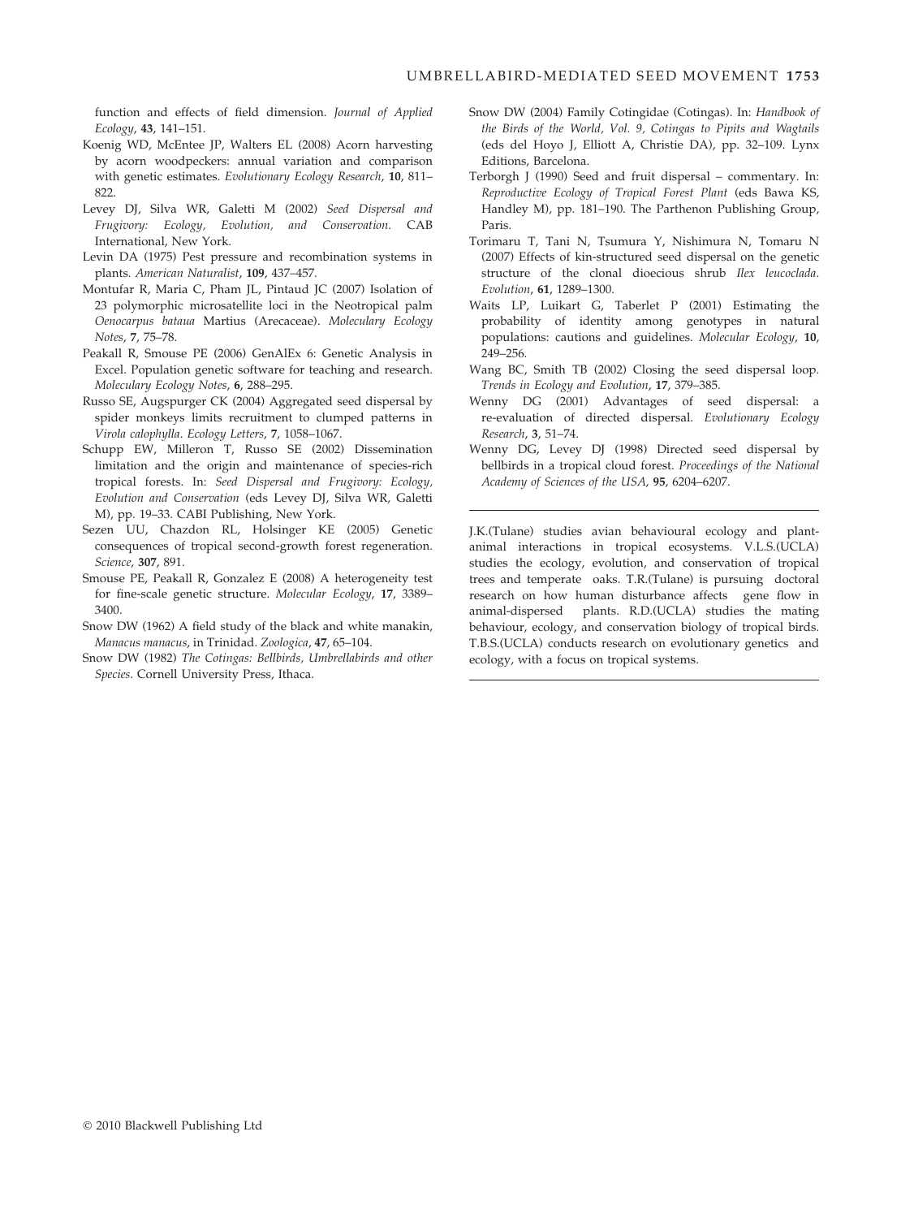function and effects of field dimension. *Journal of Applied Ecology*, **43**, 141–151.

Koenig WD, McEntee JP, Walters EL (2008) Acorn harvesting by acorn woodpeckers: annual variation and comparison with genetic estimates. *Evolutionary Ecology Research*, **10**, 811–822.

Levey DJ, Silva WR, Galetti M (2002) *Seed Dispersal and Frugivory: Ecology, Evolution, and Conservation*. CAB International, New York.

Levin DA (1975) Pest pressure and recombination systems in plants. *American Naturalist*, **109**, 437–457.

Montufar R, Maria C, Pham JL, Pintaud JC (2007) Isolation of 23 polymorphic microsatellite loci in the Neotropical palm *Oenocarpus bataua* Martius (Arecaceae). *Molecular Ecology Notes*, **7**, 75–78.

Peakall R, Smouse PE (2006) GenAlEx 6: Genetic Analysis in Excel. Population genetic software for teaching and research. *Molecular Ecology Notes*, **6**, 288–295.

Russo SE, Augspurger CK (2004) Aggregated seed dispersal by spider monkeys limits recruitment to clumped patterns in *Virola calophylla*. *Ecology Letters*, **7**, 1058–1067.

Schupp EW, Milleron T, Russo SE (2002) Dissemination limitation and the origin and maintenance of species-rich tropical forests. In: *Seed Dispersal and Frugivory: Ecology, Evolution and Conservation* (eds Levey DJ, Silva WR, Galetti M), pp. 19–33. CABI Publishing, New York.

Sezen UU, Chazdon RL, Holsinger KE (2005) Genetic consequences of tropical second-growth forest regeneration. *Science*, **307**, 891.

Smouse PE, Peakall R, Gonzalez E (2008) A heterogeneity test for fine-scale genetic structure. *Molecular Ecology*, **17**, 3389–3400.

Snow DW (1962) A field study of the black and white manakin, *Manacus manacus*, in Trinidad. *Zoologica*, **47**, 65–104.

Snow DW (1982) *The Cotingas: Bellbirds, Umbrellabirds and other Species*. Cornell University Press, Ithaca.

Snow DW (2004) Family Cotingidae (Cotingas). In: *Handbook of the Birds of the World, Vol. 9, Cotingas to Pipits and Wagtails* (eds del Hoyo J, Elliott A, Christie DA), pp. 32–109. Lynx Editions, Barcelona.

Terborgh J (1990) Seed and fruit dispersal – commentary. In: *Reproductive Ecology of Tropical Forest Plant* (eds Bawa KS, Handley M), pp. 181–190. The Parthenon Publishing Group, Paris.

Torimaru T, Tani N, Tsumura Y, Nishimura N, Tomaru N (2007) Effects of kin-structured seed dispersal on the genetic structure of the clonal dioecious shrub *Ilex leucoclada*. *Evolution*, **61**, 1289–1300.

Waits LP, Luikart G, Taberlet P (2001) Estimating the probability of identity among genotypes in natural populations: cautions and guidelines. *Molecular Ecology*, **10**, 249–256.

Wang BC, Smith TB (2002) Closing the seed dispersal loop. *Trends in Ecology and Evolution*, **17**, 379–385.

Wenny DG (2001) Advantages of seed dispersal: a re-evaluation of directed dispersal. *Evolutionary Ecology Research*, **3**, 51–74.

Wenny DG, Levey DJ (1998) Directed seed dispersal by bellbirds in a tropical cloud forest. *Proceedings of the National Academy of Sciences of the USA*, **95**, 6204–6207.

---

J.K.(Tulane) studies avian behavioural ecology and plant-animal interactions in tropical ecosystems. V.L.S.(UCLA) studies the ecology, evolution, and conservation of tropical trees and temperate oaks. T.R.(Tulane) is pursuing doctoral research on how human disturbance affects gene flow in animal-dispersed plants. R.D.(UCLA) studies the mating behaviour, ecology, and conservation biology of tropical birds. T.B.S.(UCLA) conducts research on evolutionary genetics and ecology, with a focus on tropical systems.

---